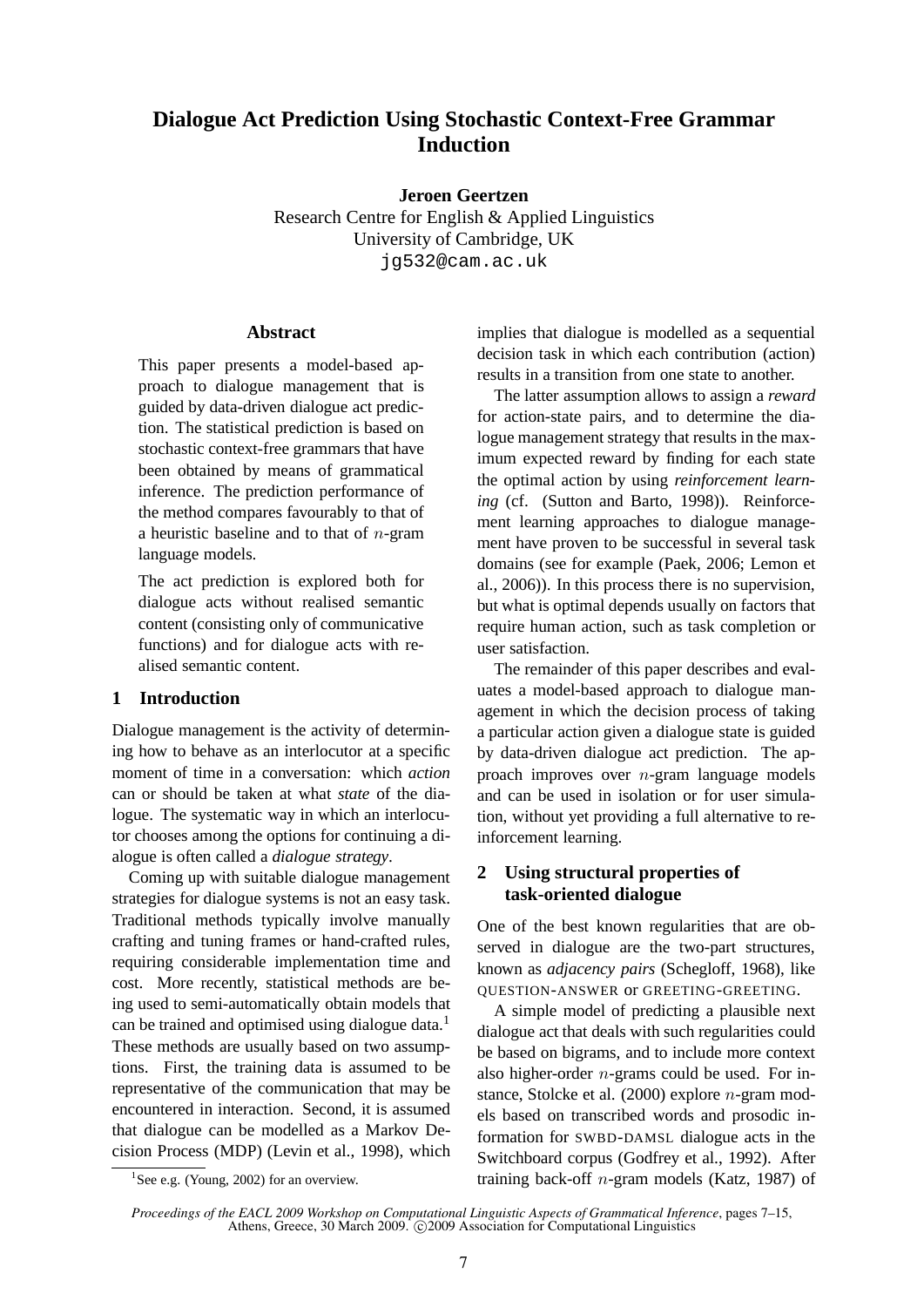# Dialogue Act Prediction Using Stochastic Context-Free Grammar Induction

**Jeroen Geertzen**
Research Centre for English & Applied Linguistics
University of Cambridge, UK
jg532@cam.ac.uk

## Abstract

This paper presents a model-based approach to dialogue management that is guided by data-driven dialogue act prediction. The statistical prediction is based on stochastic context-free grammars that have been obtained by means of grammatical inference. The prediction performance of the method compares favourably to that of a heuristic baseline and to that of $n$-gram language models.

The act prediction is explored both for dialogue acts without realised semantic content (consisting only of communicative functions) and for dialogue acts with realised semantic content.

## 1 Introduction

Dialogue management is the activity of determining how to behave as an interlocutor at a specific moment of time in a conversation: which *action* can or should be taken at what *state* of the dialogue. The systematic way in which an interlocutor chooses among the options for continuing a dialogue is often called a *dialogue strategy*.

Coming up with suitable dialogue management strategies for dialogue systems is not an easy task. Traditional methods typically involve manually crafting and tuning frames or hand-crafted rules, requiring considerable implementation time and cost. More recently, statistical methods are being used to semi-automatically obtain models that can be trained and optimised using dialogue data.[1] These methods are usually based on two assumptions. First, the training data is assumed to be representative of the communication that may be encountered in interaction. Second, it is assumed that dialogue can be modelled as a Markov Decision Process (MDP) (Levin et al., 1998), which implies that dialogue is modelled as a sequential decision task in which each contribution (action) results in a transition from one state to another.

The latter assumption allows to assign a *reward* for action-state pairs, and to determine the dialogue management strategy that results in the maximum expected reward by finding for each state the optimal action by using *reinforcement learning* (cf. (Sutton and Barto, 1998)). Reinforcement learning approaches to dialogue management have proven to be successful in several task domains (see for example (Paek, 2006; Lemon et al., 2006)). In this process there is no supervision, but what is optimal depends usually on factors that require human action, such as task completion or user satisfaction.

The remainder of this paper describes and evaluates a model-based approach to dialogue management in which the decision process of taking a particular action given a dialogue state is guided by data-driven dialogue act prediction. The approach improves over $n$-gram language models and can be used in isolation or for user simulation, without yet providing a full alternative to reinforcement learning.

## 2 Using structural properties of task-oriented dialogue

One of the best known regularities that are observed in dialogue are the two-part structures, known as *adjacency pairs* (Schegloff, 1968), like QUESTION-ANSWER or GREETING-GREETING.

A simple model of predicting a plausible next dialogue act that deals with such regularities could be based on bigrams, and to include more context also higher-order $n$-grams could be used. For instance, Stolcke et al. (2000) explore $n$-gram models based on transcribed words and prosodic information for SWBD-DAMSL dialogue acts in the Switchboard corpus (Godfrey et al., 1992). After training back-off $n$-gram models (Katz, 1987) of

[1] See e.g. (Young, 2002) for an overview.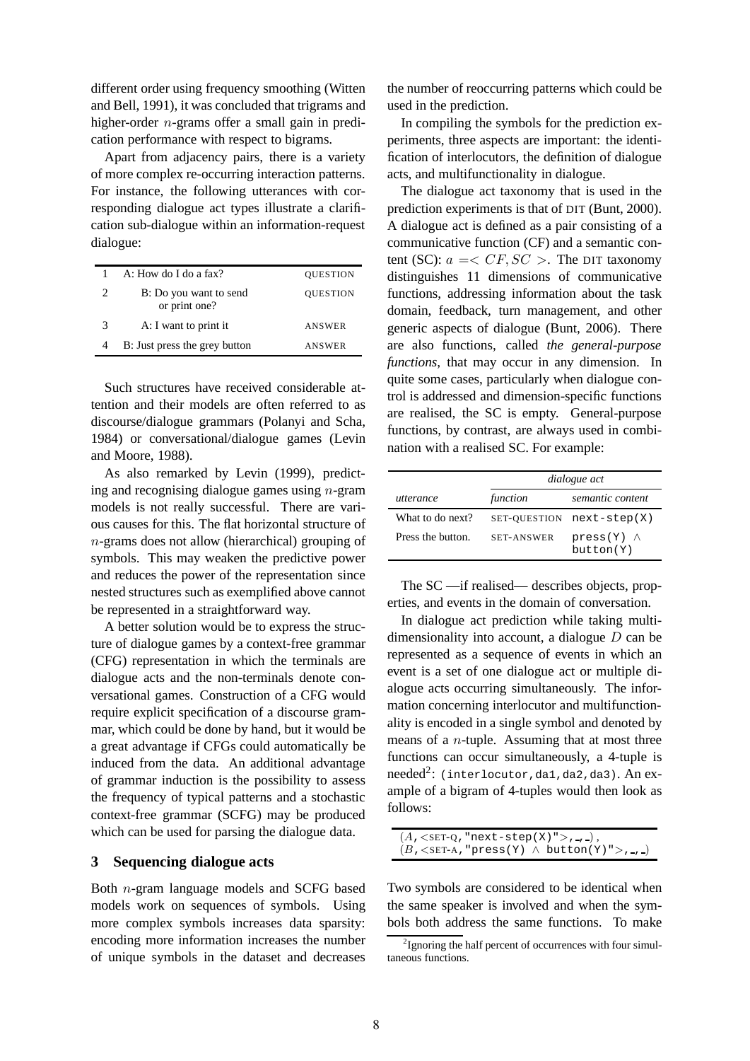different order using frequency smoothing (Witten and Bell, 1991), it was concluded that trigrams and higher-order $n$-grams offer a small gain in predication performance with respect to bigrams.

Apart from adjacency pairs, there is a variety of more complex re-occurring interaction patterns. For instance, the following utterances with corresponding dialogue act types illustrate a clarification sub-dialogue within an information-request dialogue:

| | | |
|---|---|---|
| 1 | A: How do I do a fax? | QUESTION |
| 2 | B: Do you want to send or print one? | QUESTION |
| 3 | A: I want to print it | ANSWER |
| 4 | B: Just press the grey button | ANSWER |

Such structures have received considerable attention and their models are often referred to as discourse/dialogue grammars (Polanyi and Scha, 1984) or conversational/dialogue games (Levin and Moore, 1988).

As also remarked by Levin (1999), predicting and recognising dialogue games using $n$-gram models is not really successful. There are various causes for this. The flat horizontal structure of $n$-grams does not allow (hierarchical) grouping of symbols. This may weaken the predictive power and reduces the power of the representation since nested structures such as exemplified above cannot be represented in a straightforward way.

A better solution would be to express the structure of dialogue games by a context-free grammar (CFG) representation in which the terminals are dialogue acts and the non-terminals denote conversational games. Construction of a CFG would require explicit specification of a discourse grammar, which could be done by hand, but it would be a great advantage if CFGs could automatically be induced from the data. An additional advantage of grammar induction is the possibility to assess the frequency of typical patterns and a stochastic context-free grammar (SCFG) may be produced which can be used for parsing the dialogue data.

## 3 Sequencing dialogue acts

Both $n$-gram language models and SCFG based models work on sequences of symbols. Using more complex symbols increases data sparsity: encoding more information increases the number of unique symbols in the dataset and decreases the number of reoccurring patterns which could be used in the prediction.

In compiling the symbols for the prediction experiments, three aspects are important: the identification of interlocutors, the definition of dialogue acts, and multifunctionality in dialogue.

The dialogue act taxonomy that is used in the prediction experiments is that of DIT (Bunt, 2000). A dialogue act is defined as a pair consisting of a communicative function (CF) and a semantic content (SC): $a = < CF, SC >$. The DIT taxonomy distinguishes 11 dimensions of communicative functions, addressing information about the task domain, feedback, turn management, and other generic aspects of dialogue (Bunt, 2006). There are also functions, called *the general-purpose functions*, that may occur in any dimension. In quite some cases, particularly when dialogue control is addressed and dimension-specific functions are realised, the SC is empty. General-purpose functions, by contrast, are always used in combination with a realised SC. For example:

| | *dialogue act* | |
|---|---|---|
| *utterance* | *function* | *semantic content* |
| What to do next? | SET-QUESTION | `next-step(X)` |
| Press the button. | SET-ANSWER | `press(Y)` $\wedge$ `button(Y)` |

The SC —if realised— describes objects, properties, and events in the domain of conversation.

In dialogue act prediction while taking multidimensionality into account, a dialogue $D$ can be represented as a sequence of events in which an event is a set of one dialogue act or multiple dialogue acts occurring simultaneously. The information concerning interlocutor and multifunctionality is encoded in a single symbol and denoted by means of a $n$-tuple. Assuming that at most three functions can occur simultaneously, a 4-tuple is needed[2]: `(interlocutor,da1,da2,da3)`. An example of a bigram of 4-tuples would then look as follows:

$(A$, <SET-Q, "next-step(X)">, _, _),
$(B$, <SET-A, "press(Y) $\wedge$ button(Y)">, _, _)

Two symbols are considered to be identical when the same speaker is involved and when the symbols both address the same functions. To make

[2] Ignoring the half percent of occurrences with four simultaneous functions.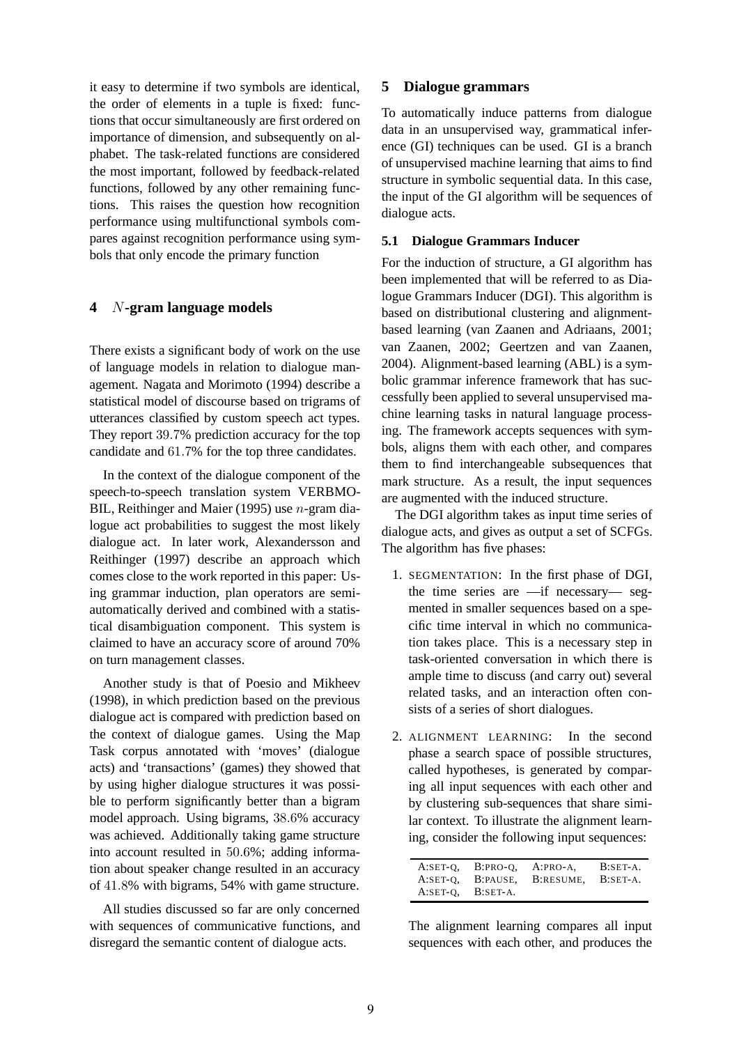it easy to determine if two symbols are identical, the order of elements in a tuple is fixed: functions that occur simultaneously are first ordered on importance of dimension, and subsequently on alphabet. The task-related functions are considered the most important, followed by feedback-related functions, followed by any other remaining functions. This raises the question how recognition performance using multifunctional symbols compares against recognition performance using symbols that only encode the primary function

## 4 $N$-gram language models

There exists a significant body of work on the use of language models in relation to dialogue management. Nagata and Morimoto (1994) describe a statistical model of discourse based on trigrams of utterances classified by custom speech act types. They report 39.7% prediction accuracy for the top candidate and 61.7% for the top three candidates.

In the context of the dialogue component of the speech-to-speech translation system VERBMOBIL, Reithinger and Maier (1995) use $n$-gram dialogue act probabilities to suggest the most likely dialogue act. In later work, Alexandersson and Reithinger (1997) describe an approach which comes close to the work reported in this paper: Using grammar induction, plan operators are semi-automatically derived and combined with a statistical disambiguation component. This system is claimed to have an accuracy score of around 70% on turn management classes.

Another study is that of Poesio and Mikheev (1998), in which prediction based on the previous dialogue act is compared with prediction based on the context of dialogue games. Using the Map Task corpus annotated with 'moves' (dialogue acts) and 'transactions' (games) they showed that by using higher dialogue structures it was possible to perform significantly better than a bigram model approach. Using bigrams, 38.6% accuracy was achieved. Additionally taking game structure into account resulted in 50.6%; adding information about speaker change resulted in an accuracy of 41.8% with bigrams, 54% with game structure.

All studies discussed so far are only concerned with sequences of communicative functions, and disregard the semantic content of dialogue acts.

## 5 Dialogue grammars

To automatically induce patterns from dialogue data in an unsupervised way, grammatical inference (GI) techniques can be used. GI is a branch of unsupervised machine learning that aims to find structure in symbolic sequential data. In this case, the input of the GI algorithm will be sequences of dialogue acts.

### 5.1 Dialogue Grammars Inducer

For the induction of structure, a GI algorithm has been implemented that will be referred to as Dialogue Grammars Inducer (DGI). This algorithm is based on distributional clustering and alignment-based learning (van Zaanen and Adriaans, 2001; van Zaanen, 2002; Geertzen and van Zaanen, 2004). Alignment-based learning (ABL) is a symbolic grammar inference framework that has successfully been applied to several unsupervised machine learning tasks in natural language processing. The framework accepts sequences with symbols, aligns them with each other, and compares them to find interchangeable subsequences that mark structure. As a result, the input sequences are augmented with the induced structure.

The DGI algorithm takes as input time series of dialogue acts, and gives as output a set of SCFGs. The algorithm has five phases:

1. SEGMENTATION: In the first phase of DGI, the time series are —if necessary— segmented in smaller sequences based on a specific time interval in which no communication takes place. This is a necessary step in task-oriented conversation in which there is ample time to discuss (and carry out) several related tasks, and an interaction often consists of a series of short dialogues.

2. ALIGNMENT LEARNING: In the second phase a search space of possible structures, called hypotheses, is generated by comparing all input sequences with each other and by clustering sub-sequences that share similar context. To illustrate the alignment learning, consider the following input sequences:

| | | | |
|---|---|---|---|
| A:SET-Q, | B:PRO-Q, | A:PRO-A, | B:SET-A. |
| A:SET-Q, | B:PAUSE, | B:RESUME, | B:SET-A. |
| A:SET-Q, | B:SET-A. | | |

The alignment learning compares all input sequences with each other, and produces the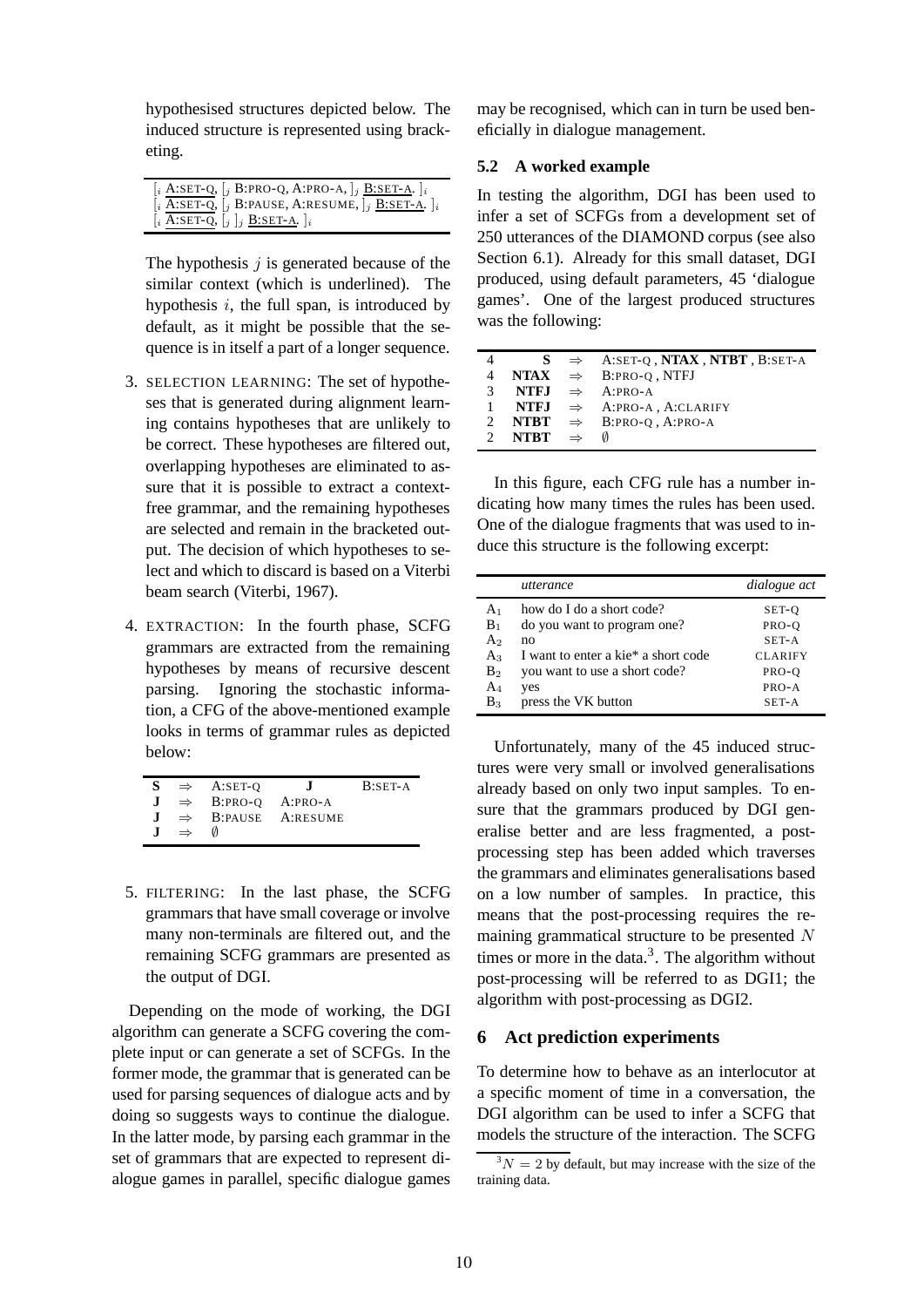hypothesised structures depicted below. The induced structure is represented using bracketing.

$[_i$ A:SET-Q, $[_j$ B:PRO-Q, A:PRO-A, $]_j$ B:SET-A. $]_i$
$[_i$ A:SET-Q, $[_j$ B:PAUSE, A:RESUME, $]_j$ B:SET-A. $]_i$
$[_i$ A:SET-Q, $[_j$ $]_j$ B:SET-A. $]_i$

The hypothesis $j$ is generated because of the similar context (which is underlined). The hypothesis $i$, the full span, is introduced by default, as it might be possible that the sequence is in itself a part of a longer sequence.

3. SELECTION LEARNING: The set of hypotheses that is generated during alignment learning contains hypotheses that are unlikely to be correct. These hypotheses are filtered out, overlapping hypotheses are eliminated to assure that it is possible to extract a context-free grammar, and the remaining hypotheses are selected and remain in the bracketed output. The decision of which hypotheses to select and which to discard is based on a Viterbi beam search (Viterbi, 1967).

4. EXTRACTION: In the fourth phase, SCFG grammars are extracted from the remaining hypotheses by means of recursive descent parsing. Ignoring the stochastic information, a CFG of the above-mentioned example looks in terms of grammar rules as depicted below:

| | | | | |
|---|---|---|---|---|
| **S** | ⇒ | A:SET-Q | **J** | B:SET-A |
| **J** | ⇒ | B:PRO-Q | A:PRO-A | |
| **J** | ⇒ | B:PAUSE | A:RESUME | |
| **J** | ⇒ | ∅ | | |

5. FILTERING: In the last phase, the SCFG grammars that have small coverage or involve many non-terminals are filtered out, and the remaining SCFG grammars are presented as the output of DGI.

Depending on the mode of working, the DGI algorithm can generate a SCFG covering the complete input or can generate a set of SCFGs. In the former mode, the grammar that is generated can be used for parsing sequences of dialogue acts and by doing so suggests ways to continue the dialogue. In the latter mode, by parsing each grammar in the set of grammars that are expected to represent dialogue games in parallel, specific dialogue games may be recognised, which can in turn be used beneficially in dialogue management.

### 5.2 A worked example

In testing the algorithm, DGI has been used to infer a set of SCFGs from a development set of 250 utterances of the DIAMOND corpus (see also Section 6.1). Already for this small dataset, DGI produced, using default parameters, 45 'dialogue games'. One of the largest produced structures was the following:

| | | | |
|---|---|---|---|
| 4 | **S** | ⇒ | A:SET-Q , **NTAX** , **NTBT** , B:SET-A |
| 4 | **NTAX** | ⇒ | B:PRO-Q , NTFJ |
| 3 | **NTFJ** | ⇒ | A:PRO-A |
| 1 | **NTFJ** | ⇒ | A:PRO-A , A:CLARIFY |
| 2 | **NTBT** | ⇒ | B:PRO-Q , A:PRO-A |
| 2 | **NTBT** | ⇒ | ∅ |

In this figure, each CFG rule has a number indicating how many times the rules has been used. One of the dialogue fragments that was used to induce this structure is the following excerpt:

| | *utterance* | *dialogue act* |
|---|---|---|
| $A_1$ | how do I do a short code? | SET-Q |
| $B_1$ | do you want to program one? | PRO-Q |
| $A_2$ | no | SET-A |
| $A_3$ | I want to enter a kie* a short code | CLARIFY |
| $B_2$ | you want to use a short code? | PRO-Q |
| $A_4$ | yes | PRO-A |
| $B_3$ | press the VK button | SET-A |

Unfortunately, many of the 45 induced structures were very small or involved generalisations already based on only two input samples. To ensure that the grammars produced by DGI generalise better and are less fragmented, a post-processing step has been added which traverses the grammars and eliminates generalisations based on a low number of samples. In practice, this means that the post-processing requires the remaining grammatical structure to be presented $N$ times or more in the data.[3] The algorithm without post-processing will be referred to as DGI1; the algorithm with post-processing as DGI2.

## 6 Act prediction experiments

To determine how to behave as an interlocutor at a specific moment of time in a conversation, the DGI algorithm can be used to infer a SCFG that models the structure of the interaction. The SCFG

[3] $N = 2$ by default, but may increase with the size of the training data.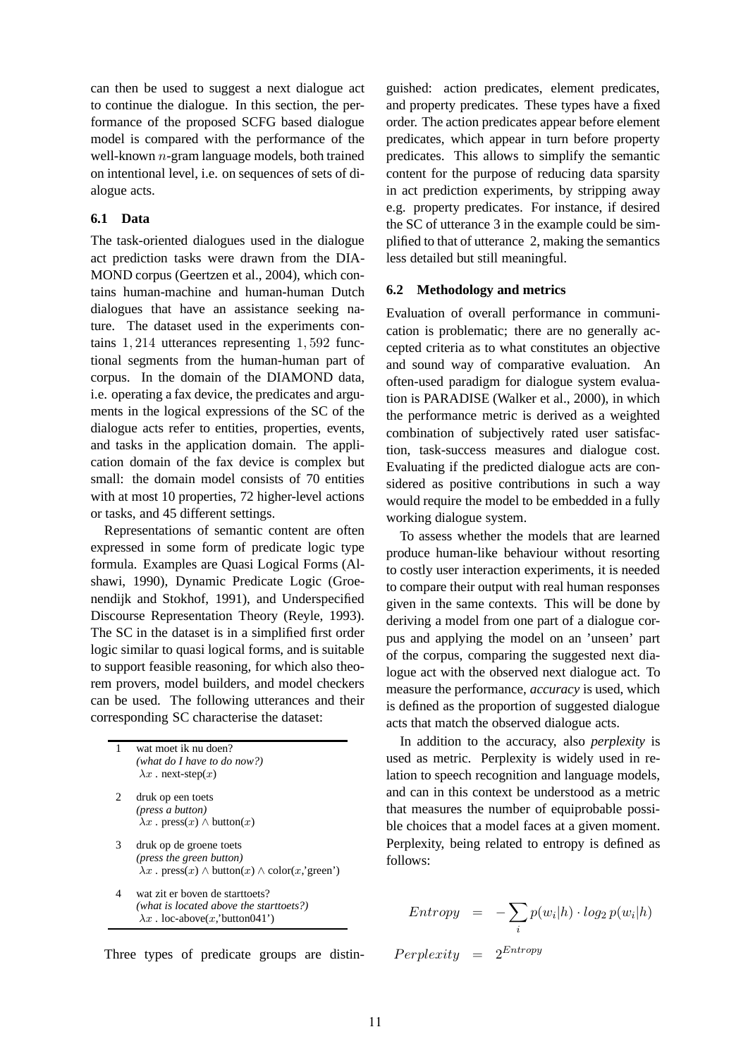can then be used to suggest a next dialogue act to continue the dialogue. In this section, the performance of the proposed SCFG based dialogue model is compared with the performance of the well-known $n$-gram language models, both trained on intentional level, i.e. on sequences of sets of dialogue acts.

### 6.1 Data

The task-oriented dialogues used in the dialogue act prediction tasks were drawn from the DIAMOND corpus (Geertzen et al., 2004), which contains human-machine and human-human Dutch dialogues that have an assistance seeking nature. The dataset used in the experiments contains $1,214$ utterances representing $1,592$ functional segments from the human-human part of corpus. In the domain of the DIAMOND data, i.e. operating a fax device, the predicates and arguments in the logical expressions of the SC of the dialogue acts refer to entities, properties, events, and tasks in the application domain. The application domain of the fax device is complex but small: the domain model consists of 70 entities with at most 10 properties, 72 higher-level actions or tasks, and 45 different settings.

Representations of semantic content are often expressed in some form of predicate logic type formula. Examples are Quasi Logical Forms (Alshawi, 1990), Dynamic Predicate Logic (Groenendijk and Stokhof, 1991), and Underspecified Discourse Representation Theory (Reyle, 1993). The SC in the dataset is in a simplified first order logic similar to quasi logical forms, and is suitable to support feasible reasoning, for which also theorem provers, model builders, and model checkers can be used. The following utterances and their corresponding SC characterise the dataset:

| | |
|---|---|
| 1 | wat moet ik nu doen?<br>*(what do I have to do now?)*<br>$\lambda x$ . next-step($x$) |
| 2 | druk op een toets<br>*(press a button)*<br>$\lambda x$ . press($x$) $\wedge$ button($x$) |
| 3 | druk op de groene toets<br>*(press the green button)*<br>$\lambda x$ . press($x$) $\wedge$ button($x$) $\wedge$ color($x$,'green') |
| 4 | wat zit er boven de starttoets?<br>*(what is located above the starttoets?)*<br>$\lambda x$ . loc-above($x$,'button041') |

Three types of predicate groups are distinguished: action predicates, element predicates, and property predicates. These types have a fixed order. The action predicates appear before element predicates, which appear in turn before property predicates. This allows to simplify the semantic content for the purpose of reducing data sparsity in act prediction experiments, by stripping away e.g. property predicates. For instance, if desired the SC of utterance 3 in the example could be simplified to that of utterance 2, making the semantics less detailed but still meaningful.

### 6.2 Methodology and metrics

Evaluation of overall performance in communication is problematic; there are no generally accepted criteria as to what constitutes an objective and sound way of comparative evaluation. An often-used paradigm for dialogue system evaluation is PARADISE (Walker et al., 2000), in which the performance metric is derived as a weighted combination of subjectively rated user satisfaction, task-success measures and dialogue cost. Evaluating if the predicted dialogue acts are considered as positive contributions in such a way would require the model to be embedded in a fully working dialogue system.

To assess whether the models that are learned produce human-like behaviour without resorting to costly user interaction experiments, it is needed to compare their output with real human responses given in the same contexts. This will be done by deriving a model from one part of a dialogue corpus and applying the model on an 'unseen' part of the corpus, comparing the suggested next dialogue act with the observed next dialogue act. To measure the performance, *accuracy* is used, which is defined as the proportion of suggested dialogue acts that match the observed dialogue acts.

In addition to the accuracy, also *perplexity* is used as metric. Perplexity is widely used in relation to speech recognition and language models, and can in this context be understood as a metric that measures the number of equiprobable possible choices that a model faces at a given moment. Perplexity, being related to entropy is defined as follows:

$$Entropy = -\sum_i p(w_i|h) \cdot log_2\, p(w_i|h)$$

$$Perplexity = 2^{Entropy}$$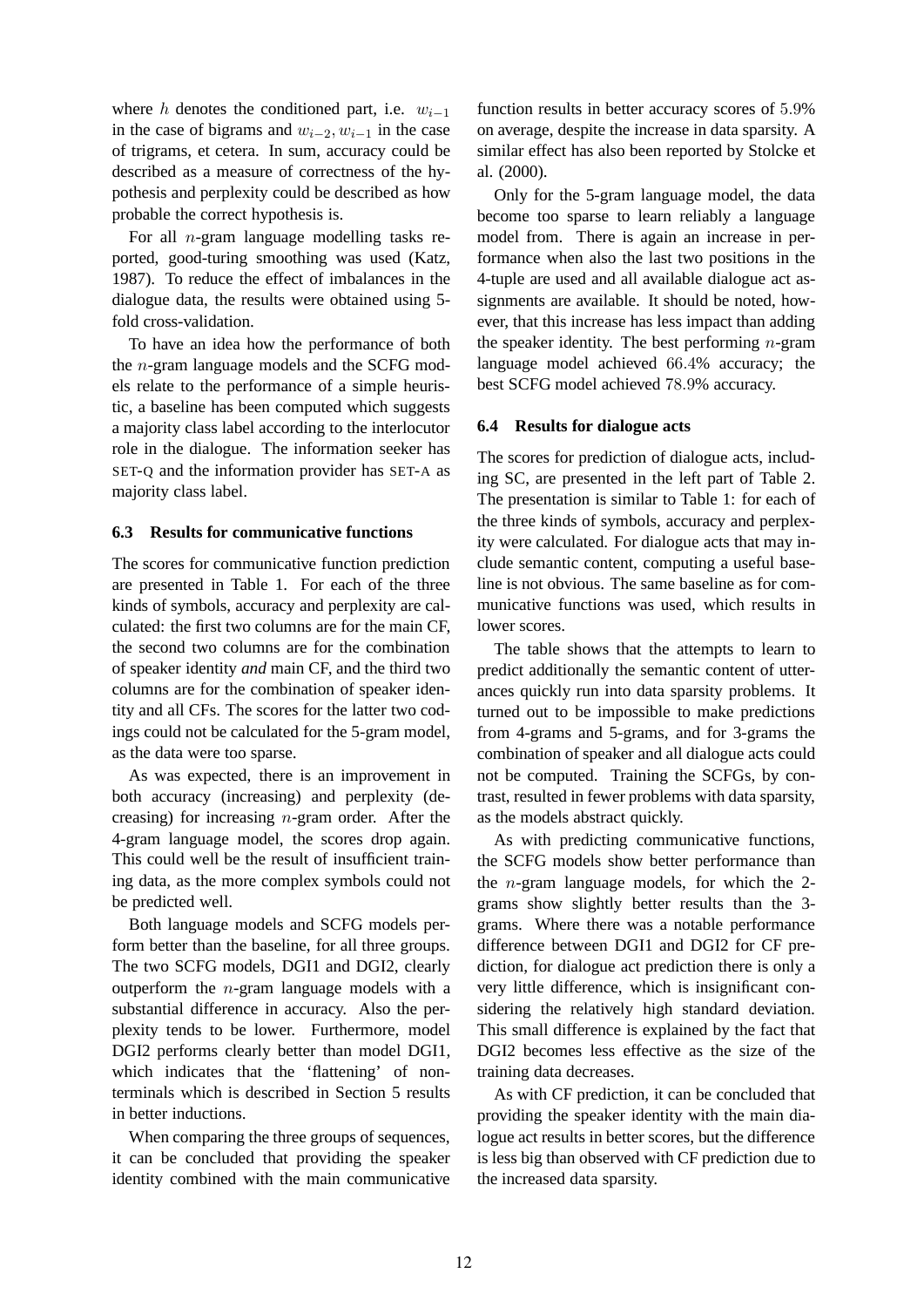where $h$ denotes the conditioned part, i.e. $w_{i-1}$ in the case of bigrams and $w_{i-2}, w_{i-1}$ in the case of trigrams, et cetera. In sum, accuracy could be described as a measure of correctness of the hypothesis and perplexity could be described as how probable the correct hypothesis is.

For all $n$-gram language modelling tasks reported, good-turing smoothing was used (Katz, 1987). To reduce the effect of imbalances in the dialogue data, the results were obtained using 5-fold cross-validation.

To have an idea how the performance of both the $n$-gram language models and the SCFG models relate to the performance of a simple heuristic, a baseline has been computed which suggests a majority class label according to the interlocutor role in the dialogue. The information seeker has SET-Q and the information provider has SET-A as majority class label.

### 6.3 Results for communicative functions

The scores for communicative function prediction are presented in Table 1. For each of the three kinds of symbols, accuracy and perplexity are calculated: the first two columns are for the main CF, the second two columns are for the combination of speaker identity *and* main CF, and the third two columns are for the combination of speaker identity and all CFs. The scores for the latter two codings could not be calculated for the 5-gram model, as the data were too sparse.

As was expected, there is an improvement in both accuracy (increasing) and perplexity (decreasing) for increasing $n$-gram order. After the 4-gram language model, the scores drop again. This could well be the result of insufficient training data, as the more complex symbols could not be predicted well.

Both language models and SCFG models perform better than the baseline, for all three groups. The two SCFG models, DGI1 and DGI2, clearly outperform the $n$-gram language models with a substantial difference in accuracy. Also the perplexity tends to be lower. Furthermore, model DGI2 performs clearly better than model DGI1, which indicates that the 'flattening' of non-terminals which is described in Section 5 results in better inductions.

When comparing the three groups of sequences, it can be concluded that providing the speaker identity combined with the main communicative function results in better accuracy scores of 5.9% on average, despite the increase in data sparsity. A similar effect has also been reported by Stolcke et al. (2000).

Only for the 5-gram language model, the data become too sparse to learn reliably a language model from. There is again an increase in performance when also the last two positions in the 4-tuple are used and all available dialogue act assignments are available. It should be noted, however, that this increase has less impact than adding the speaker identity. The best performing $n$-gram language model achieved 66.4% accuracy; the best SCFG model achieved 78.9% accuracy.

### 6.4 Results for dialogue acts

The scores for prediction of dialogue acts, including SC, are presented in the left part of Table 2. The presentation is similar to Table 1: for each of the three kinds of symbols, accuracy and perplexity were calculated. For dialogue acts that may include semantic content, computing a useful baseline is not obvious. The same baseline as for communicative functions was used, which results in lower scores.

The table shows that the attempts to learn to predict additionally the semantic content of utterances quickly run into data sparsity problems. It turned out to be impossible to make predictions from 4-grams and 5-grams, and for 3-grams the combination of speaker and all dialogue acts could not be computed. Training the SCFGs, by contrast, resulted in fewer problems with data sparsity, as the models abstract quickly.

As with predicting communicative functions, the SCFG models show better performance than the $n$-gram language models, for which the 2-grams show slightly better results than the 3-grams. Where there was a notable performance difference between DGI1 and DGI2 for CF prediction, for dialogue act prediction there is only a very little difference, which is insignificant considering the relatively high standard deviation. This small difference is explained by the fact that DGI2 becomes less effective as the size of the training data decreases.

As with CF prediction, it can be concluded that providing the speaker identity with the main dialogue act results in better scores, but the difference is less big than observed with CF prediction due to the increased data sparsity.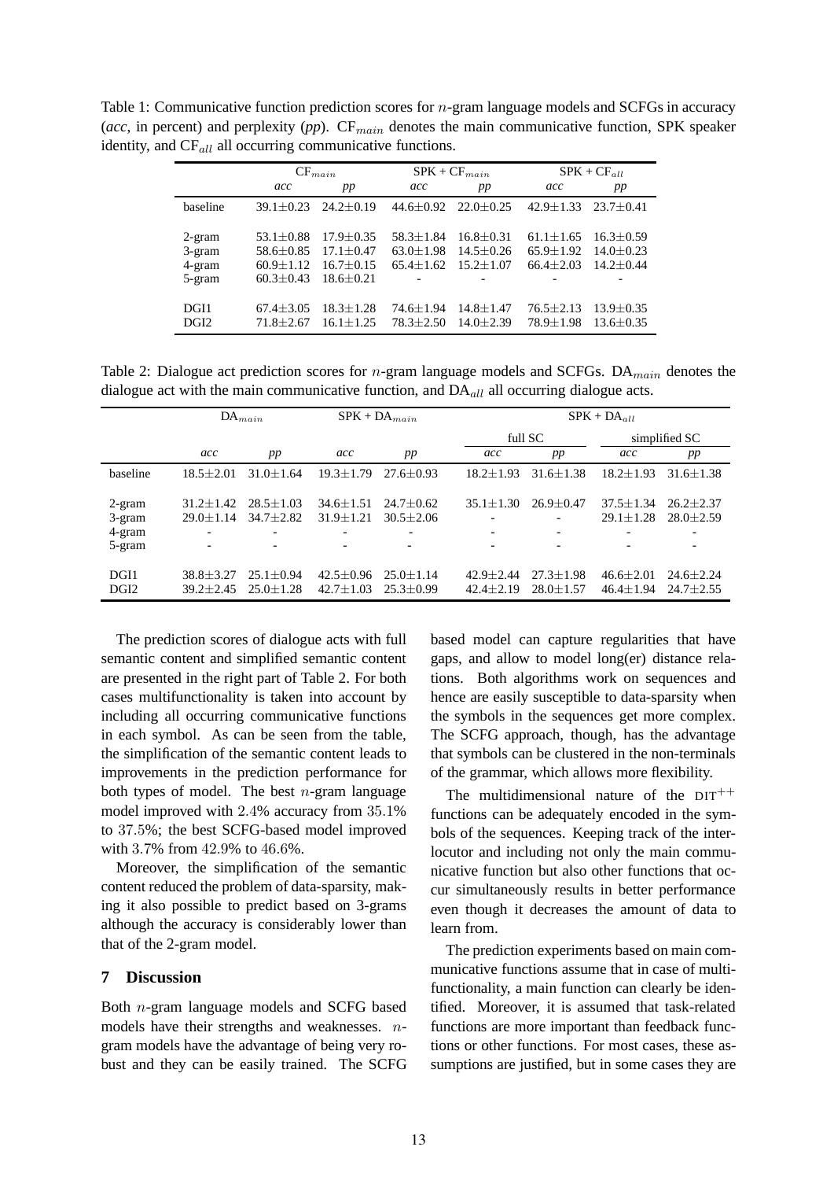Table 1: Communicative function prediction scores for $n$-gram language models and SCFGs in accuracy (*acc*, in percent) and perplexity (*pp*). $CF_{main}$ denotes the main communicative function, SPK speaker identity, and $CF_{all}$ all occurring communicative functions.

| | $CF_{main}$ | | SPK + $CF_{main}$ | | SPK + $CF_{all}$ | |
|---|---|---|---|---|---|---|
| | *acc* | *pp* | *acc* | *pp* | *acc* | *pp* |
| baseline | 39.1±0.23 | 24.2±0.19 | 44.6±0.92 | 22.0±0.25 | 42.9±1.33 | 23.7±0.41 |
| 2-gram | 53.1±0.88 | 17.9±0.35 | 58.3±1.84 | 16.8±0.31 | 61.1±1.65 | 16.3±0.59 |
| 3-gram | 58.6±0.85 | 17.1±0.47 | 63.0±1.98 | 14.5±0.26 | 65.9±1.92 | 14.0±0.23 |
| 4-gram | 60.9±1.12 | 16.7±0.15 | 65.4±1.62 | 15.2±1.07 | 66.4±2.03 | 14.2±0.44 |
| 5-gram | 60.3±0.43 | 18.6±0.21 | - | - | - | - |
| DGI1 | 67.4±3.05 | 18.3±1.28 | 74.6±1.94 | 14.8±1.47 | 76.5±2.13 | 13.9±0.35 |
| DGI2 | 71.8±2.67 | 16.1±1.25 | 78.3±2.50 | 14.0±2.39 | 78.9±1.98 | 13.6±0.35 |

Table 2: Dialogue act prediction scores for $n$-gram language models and SCFGs. $DA_{main}$ denotes the dialogue act with the main communicative function, and $DA_{all}$ all occurring dialogue acts.

| | $DA_{main}$ | | SPK + $DA_{main}$ | | SPK + $DA_{all}$ | | | |
|---|---|---|---|---|---|---|---|---|
| | | | | | full SC | | simplified SC | |
| | *acc* | *pp* | *acc* | *pp* | *acc* | *pp* | *acc* | *pp* |
| baseline | 18.5±2.01 | 31.0±1.64 | 19.3±1.79 | 27.6±0.93 | 18.2±1.93 | 31.6±1.38 | 18.2±1.93 | 31.6±1.38 |
| 2-gram | 31.2±1.42 | 28.5±1.03 | 34.6±1.51 | 24.7±0.62 | 35.1±1.30 | 26.9±0.47 | 37.5±1.34 | 26.2±2.37 |
| 3-gram | 29.0±1.14 | 34.7±2.82 | 31.9±1.21 | 30.5±2.06 | - | - | 29.1±1.28 | 28.0±2.59 |
| 4-gram | - | - | - | - | - | - | - | - |
| 5-gram | - | - | - | - | - | - | - | - |
| DGI1 | 38.8±3.27 | 25.1±0.94 | 42.5±0.96 | 25.0±1.14 | 42.9±2.44 | 27.3±1.98 | 46.6±2.01 | 24.6±2.24 |
| DGI2 | 39.2±2.45 | 25.0±1.28 | 42.7±1.03 | 25.3±0.99 | 42.4±2.19 | 28.0±1.57 | 46.4±1.94 | 24.7±2.55 |

The prediction scores of dialogue acts with full semantic content and simplified semantic content are presented in the right part of Table 2. For both cases multifunctionality is taken into account by including all occurring communicative functions in each symbol. As can be seen from the table, the simplification of the semantic content leads to improvements in the prediction performance for both types of model. The best $n$-gram language model improved with 2.4% accuracy from 35.1% to 37.5%; the best SCFG-based model improved with 3.7% from 42.9% to 46.6%.

Moreover, the simplification of the semantic content reduced the problem of data-sparsity, making it also possible to predict based on 3-grams although the accuracy is considerably lower than that of the 2-gram model.

## 7 Discussion

Both $n$-gram language models and SCFG based models have their strengths and weaknesses. $n$-gram models have the advantage of being very robust and they can be easily trained. The SCFG based model can capture regularities that have gaps, and allow to model long(er) distance relations. Both algorithms work on sequences and hence are easily susceptible to data-sparsity when the symbols in the sequences get more complex. The SCFG approach, though, has the advantage that symbols can be clustered in the non-terminals of the grammar, which allows more flexibility.

The multidimensional nature of the DIT$^{++}$ functions can be adequately encoded in the symbols of the sequences. Keeping track of the interlocutor and including not only the main communicative function but also other functions that occur simultaneously results in better performance even though it decreases the amount of data to learn from.

The prediction experiments based on main communicative functions assume that in case of multifunctionality, a main function can clearly be identified. Moreover, it is assumed that task-related functions are more important than feedback functions or other functions. For most cases, these assumptions are justified, but in some cases they are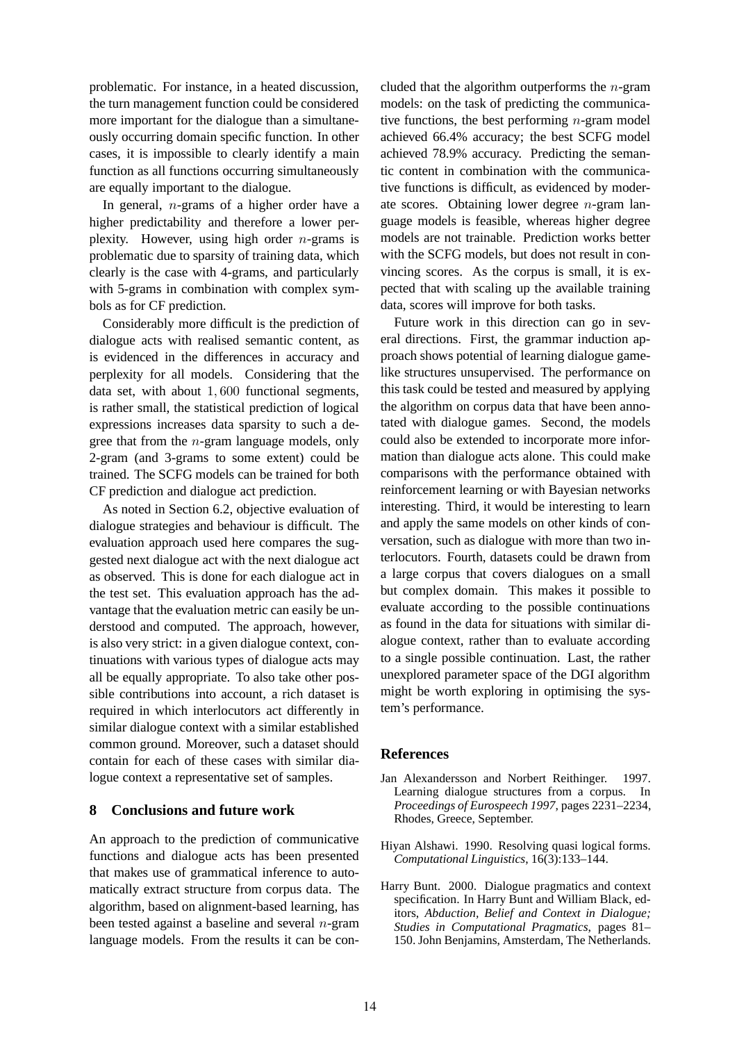problematic. For instance, in a heated discussion, the turn management function could be considered more important for the dialogue than a simultaneously occurring domain specific function. In other cases, it is impossible to clearly identify a main function as all functions occurring simultaneously are equally important to the dialogue.

In general, $n$-grams of a higher order have a higher predictability and therefore a lower perplexity. However, using high order $n$-grams is problematic due to sparsity of training data, which clearly is the case with 4-grams, and particularly with 5-grams in combination with complex symbols as for CF prediction.

Considerably more difficult is the prediction of dialogue acts with realised semantic content, as is evidenced in the differences in accuracy and perplexity for all models. Considering that the data set, with about $1,600$ functional segments, is rather small, the statistical prediction of logical expressions increases data sparsity to such a degree that from the $n$-gram language models, only 2-gram (and 3-grams to some extent) could be trained. The SCFG models can be trained for both CF prediction and dialogue act prediction.

As noted in Section 6.2, objective evaluation of dialogue strategies and behaviour is difficult. The evaluation approach used here compares the suggested next dialogue act with the next dialogue act as observed. This is done for each dialogue act in the test set. This evaluation approach has the advantage that the evaluation metric can easily be understood and computed. The approach, however, is also very strict: in a given dialogue context, continuations with various types of dialogue acts may all be equally appropriate. To also take other possible contributions into account, a rich dataset is required in which interlocutors act differently in similar dialogue context with a similar established common ground. Moreover, such a dataset should contain for each of these cases with similar dialogue context a representative set of samples.

## 8 Conclusions and future work

An approach to the prediction of communicative functions and dialogue acts has been presented that makes use of grammatical inference to automatically extract structure from corpus data. The algorithm, based on alignment-based learning, has been tested against a baseline and several $n$-gram language models. From the results it can be concluded that the algorithm outperforms the $n$-gram models: on the task of predicting the communicative functions, the best performing $n$-gram model achieved 66.4% accuracy; the best SCFG model achieved 78.9% accuracy. Predicting the semantic content in combination with the communicative functions is difficult, as evidenced by moderate scores. Obtaining lower degree $n$-gram language models is feasible, whereas higher degree models are not trainable. Prediction works better with the SCFG models, but does not result in convincing scores. As the corpus is small, it is expected that with scaling up the available training data, scores will improve for both tasks.

Future work in this direction can go in several directions. First, the grammar induction approach shows potential of learning dialogue game-like structures unsupervised. The performance on this task could be tested and measured by applying the algorithm on corpus data that have been annotated with dialogue games. Second, the models could also be extended to incorporate more information than dialogue acts alone. This could make comparisons with the performance obtained with reinforcement learning or with Bayesian networks interesting. Third, it would be interesting to learn and apply the same models on other kinds of conversation, such as dialogue with more than two interlocutors. Fourth, datasets could be drawn from a large corpus that covers dialogues on a small but complex domain. This makes it possible to evaluate according to the possible continuations as found in the data for situations with similar dialogue context, rather than to evaluate according to a single possible continuation. Last, the rather unexplored parameter space of the DGI algorithm might be worth exploring in optimising the system's performance.

## References

Jan Alexandersson and Norbert Reithinger. 1997. Learning dialogue structures from a corpus. In *Proceedings of Eurospeech 1997*, pages 2231–2234, Rhodes, Greece, September.

Hiyan Alshawi. 1990. Resolving quasi logical forms. *Computational Linguistics*, 16(3):133–144.

Harry Bunt. 2000. Dialogue pragmatics and context specification. In Harry Bunt and William Black, editors, *Abduction, Belief and Context in Dialogue; Studies in Computational Pragmatics*, pages 81–150. John Benjamins, Amsterdam, The Netherlands.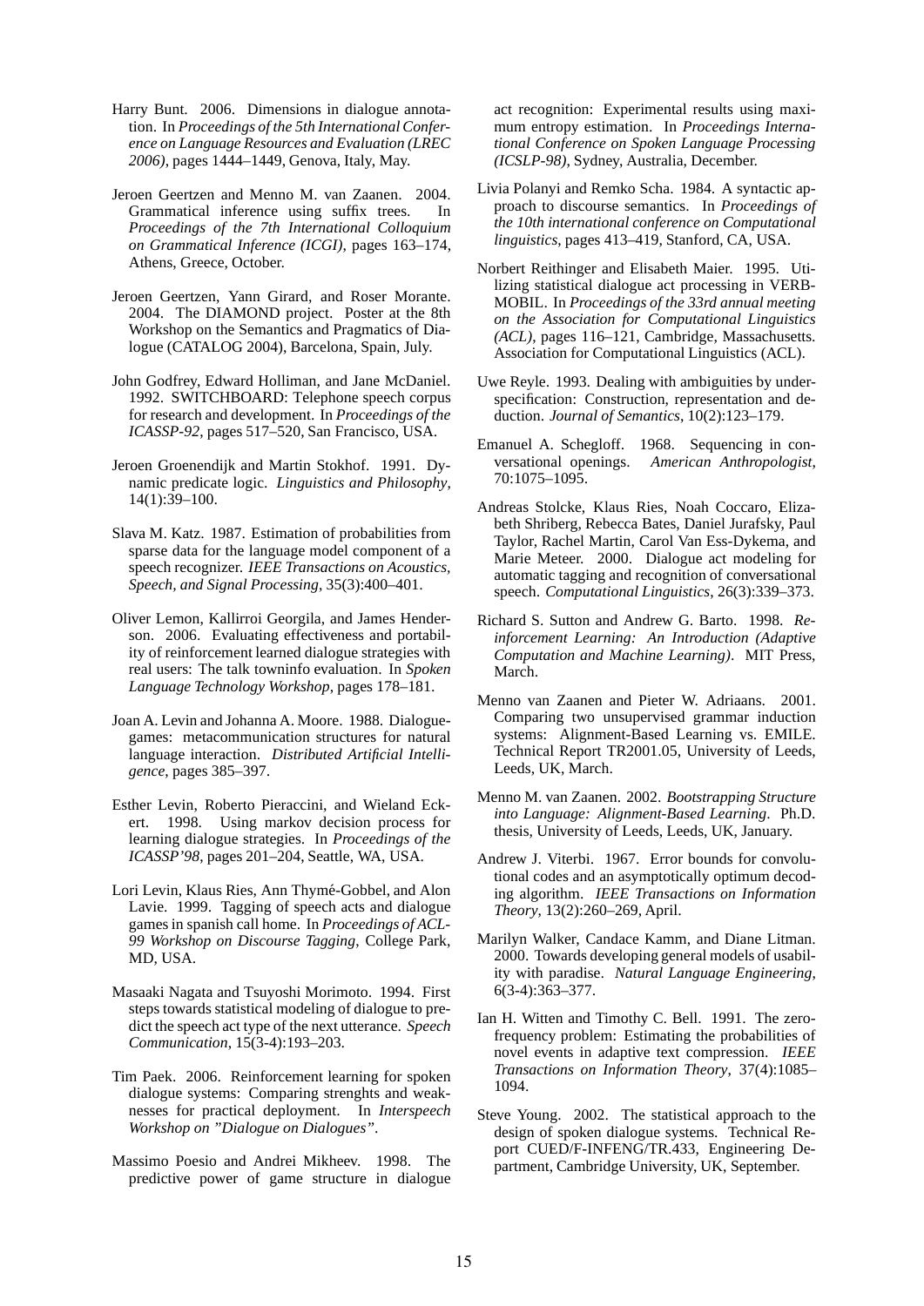Harry Bunt. 2006. Dimensions in dialogue annotation. In *Proceedings of the 5th International Conference on Language Resources and Evaluation (LREC 2006)*, pages 1444–1449, Genova, Italy, May.

Jeroen Geertzen and Menno M. van Zaanen. 2004. Grammatical inference using suffix trees. In *Proceedings of the 7th International Colloquium on Grammatical Inference (ICGI)*, pages 163–174, Athens, Greece, October.

Jeroen Geertzen, Yann Girard, and Roser Morante. 2004. The DIAMOND project. Poster at the 8th Workshop on the Semantics and Pragmatics of Dialogue (CATALOG 2004), Barcelona, Spain, July.

John Godfrey, Edward Holliman, and Jane McDaniel. 1992. SWITCHBOARD: Telephone speech corpus for research and development. In *Proceedings of the ICASSP-92*, pages 517–520, San Francisco, USA.

Jeroen Groenendijk and Martin Stokhof. 1991. Dynamic predicate logic. *Linguistics and Philosophy*, 14(1):39–100.

Slava M. Katz. 1987. Estimation of probabilities from sparse data for the language model component of a speech recognizer. *IEEE Transactions on Acoustics, Speech, and Signal Processing*, 35(3):400–401.

Oliver Lemon, Kallirroi Georgila, and James Henderson. 2006. Evaluating effectiveness and portability of reinforcement learned dialogue strategies with real users: The talk towninfo evaluation. In *Spoken Language Technology Workshop*, pages 178–181.

Joan A. Levin and Johanna A. Moore. 1988. Dialogue-games: metacommunication structures for natural language interaction. *Distributed Artificial Intelligence*, pages 385–397.

Esther Levin, Roberto Pieraccini, and Wieland Eckert. 1998. Using markov decision process for learning dialogue strategies. In *Proceedings of the ICASSP'98*, pages 201–204, Seattle, WA, USA.

Lori Levin, Klaus Ries, Ann Thymé-Gobbel, and Alon Lavie. 1999. Tagging of speech acts and dialogue games in spanish call home. In *Proceedings of ACL-99 Workshop on Discourse Tagging*, College Park, MD, USA.

Masaaki Nagata and Tsuyoshi Morimoto. 1994. First steps towards statistical modeling of dialogue to predict the speech act type of the next utterance. *Speech Communication*, 15(3-4):193–203.

Tim Paek. 2006. Reinforcement learning for spoken dialogue systems: Comparing strenghts and weaknesses for practical deployment. In *Interspeech Workshop on "Dialogue on Dialogues"*.

Massimo Poesio and Andrei Mikheev. 1998. The predictive power of game structure in dialogue act recognition: Experimental results using maximum entropy estimation. In *Proceedings International Conference on Spoken Language Processing (ICSLP-98)*, Sydney, Australia, December.

Livia Polanyi and Remko Scha. 1984. A syntactic approach to discourse semantics. In *Proceedings of the 10th international conference on Computational linguistics*, pages 413–419, Stanford, CA, USA.

Norbert Reithinger and Elisabeth Maier. 1995. Utilizing statistical dialogue act processing in VERBMOBIL. In *Proceedings of the 33rd annual meeting on the Association for Computational Linguistics (ACL)*, pages 116–121, Cambridge, Massachusetts. Association for Computational Linguistics (ACL).

Uwe Reyle. 1993. Dealing with ambiguities by underspecification: Construction, representation and deduction. *Journal of Semantics*, 10(2):123–179.

Emanuel A. Schegloff. 1968. Sequencing in conversational openings. *American Anthropologist*, 70:1075–1095.

Andreas Stolcke, Klaus Ries, Noah Coccaro, Elizabeth Shriberg, Rebecca Bates, Daniel Jurafsky, Paul Taylor, Rachel Martin, Carol Van Ess-Dykema, and Marie Meteer. 2000. Dialogue act modeling for automatic tagging and recognition of conversational speech. *Computational Linguistics*, 26(3):339–373.

Richard S. Sutton and Andrew G. Barto. 1998. *Reinforcement Learning: An Introduction (Adaptive Computation and Machine Learning)*. MIT Press, March.

Menno van Zaanen and Pieter W. Adriaans. 2001. Comparing two unsupervised grammar induction systems: Alignment-Based Learning vs. EMILE. Technical Report TR2001.05, University of Leeds, Leeds, UK, March.

Menno M. van Zaanen. 2002. *Bootstrapping Structure into Language: Alignment-Based Learning*. Ph.D. thesis, University of Leeds, Leeds, UK, January.

Andrew J. Viterbi. 1967. Error bounds for convolutional codes and an asymptotically optimum decoding algorithm. *IEEE Transactions on Information Theory*, 13(2):260–269, April.

Marilyn Walker, Candace Kamm, and Diane Litman. 2000. Towards developing general models of usability with paradise. *Natural Language Engineering*, 6(3-4):363–377.

Ian H. Witten and Timothy C. Bell. 1991. The zero-frequency problem: Estimating the probabilities of novel events in adaptive text compression. *IEEE Transactions on Information Theory*, 37(4):1085–1094.

Steve Young. 2002. The statistical approach to the design of spoken dialogue systems. Technical Report CUED/F-INFENG/TR.433, Engineering Department, Cambridge University, UK, September.